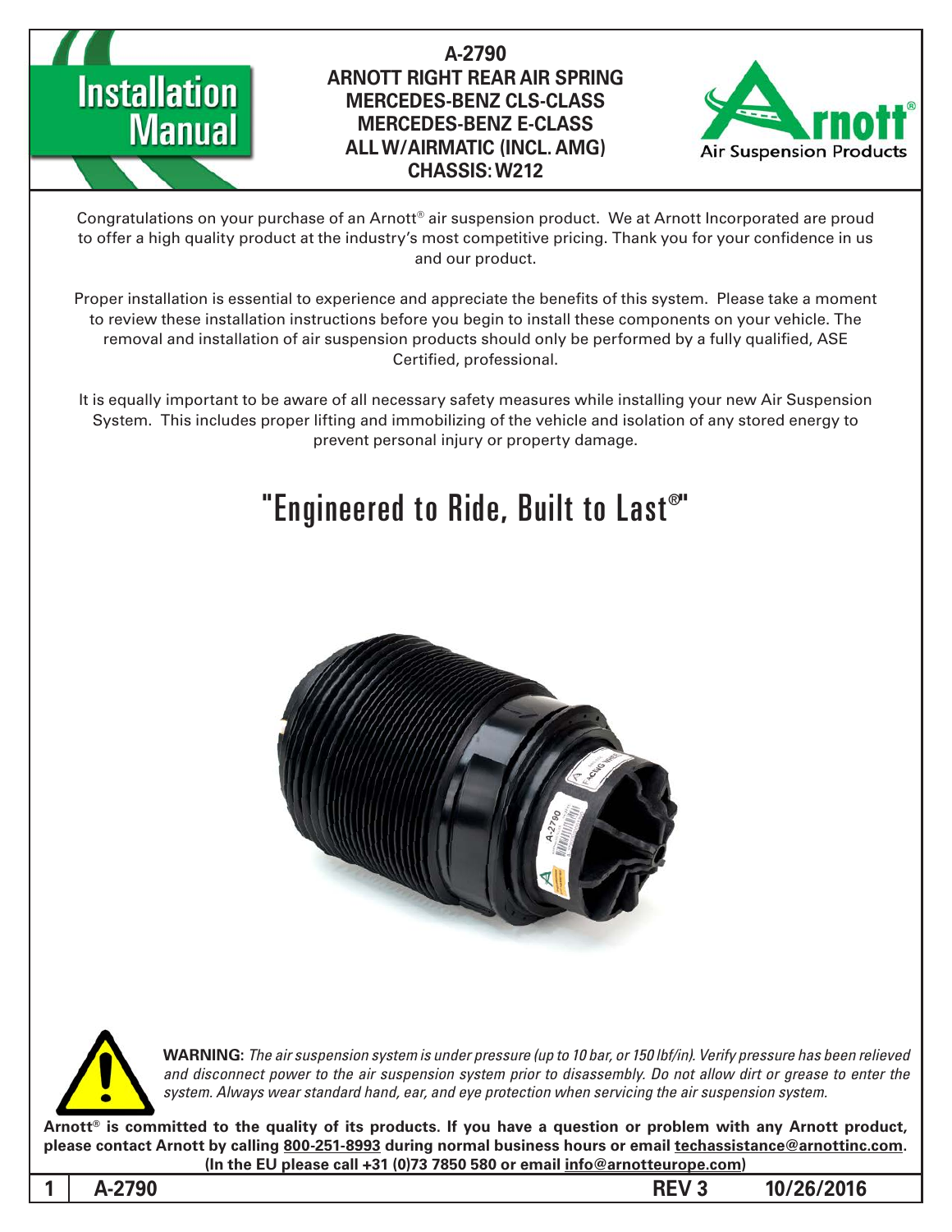# Installation Manual

**A-2790**
**ARNOTT RIGHT REAR AIR SPRING**
**MERCEDES-BENZ CLS-CLASS**
**MERCEDES-BENZ E-CLASS**
**ALL W/AIRMATIC (INCL. AMG)**
**CHASSIS: W212**

Congratulations on your purchase of an Arnott® air suspension product. We at Arnott Incorporated are proud to offer a high quality product at the industry's most competitive pricing. Thank you for your confidence in us and our product.

Proper installation is essential to experience and appreciate the benefits of this system. Please take a moment to review these installation instructions before you begin to install these components on your vehicle. The removal and installation of air suspension products should only be performed by a fully qualified, ASE Certified, professional.

It is equally important to be aware of all necessary safety measures while installing your new Air Suspension System. This includes proper lifting and immobilizing of the vehicle and isolation of any stored energy to prevent personal injury or property damage.

## "Engineered to Ride, Built to Last®"

**WARNING:** *The air suspension system is under pressure (up to 10 bar, or 150 lbf/in). Verify pressure has been relieved and disconnect power to the air suspension system prior to disassembly. Do not allow dirt or grease to enter the system. Always wear standard hand, ear, and eye protection when servicing the air suspension system.*

**Arnott® is committed to the quality of its products. If you have a question or problem with any Arnott product, please contact Arnott by calling 800-251-8993 during normal business hours or email techassistance@arnottinc.com. (In the EU please call +31 (0)73 7850 580 or email info@arnotteurope.com)**

**A-2790 REV 3 10/26/2016**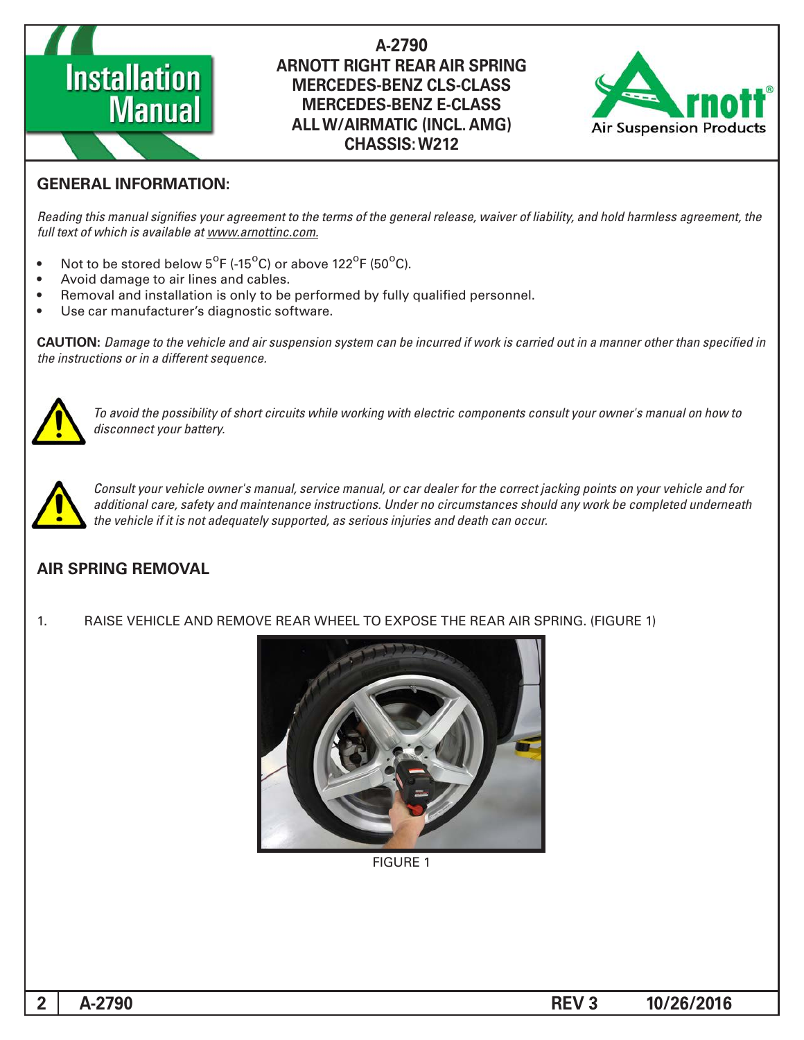# A-2790 ARNOTT RIGHT REAR AIR SPRING MERCEDES-BENZ CLS-CLASS MERCEDES-BENZ E-CLASS ALL W/AIRMATIC (INCL. AMG) CHASSIS: W212

## GENERAL INFORMATION:

*Reading this manual signifies your agreement to the terms of the general release, waiver of liability, and hold harmless agreement, the full text of which is available at www.arnottinc.com.*

- Not to be stored below 5°F (-15°C) or above 122°F (50°C).
- Avoid damage to air lines and cables.
- Removal and installation is only to be performed by fully qualified personnel.
- Use car manufacturer's diagnostic software.

**CAUTION:** *Damage to the vehicle and air suspension system can be incurred if work is carried out in a manner other than specified in the instructions or in a different sequence.*

*To avoid the possibility of short circuits while working with electric components consult your owner's manual on how to disconnect your battery.*

*Consult your vehicle owner's manual, service manual, or car dealer for the correct jacking points on your vehicle and for additional care, safety and maintenance instructions. Under no circumstances should any work be completed underneath the vehicle if it is not adequately supported, as serious injuries and death can occur.*

## AIR SPRING REMOVAL

1. RAISE VEHICLE AND REMOVE REAR WHEEL TO EXPOSE THE REAR AIR SPRING. (FIGURE 1)

FIGURE 1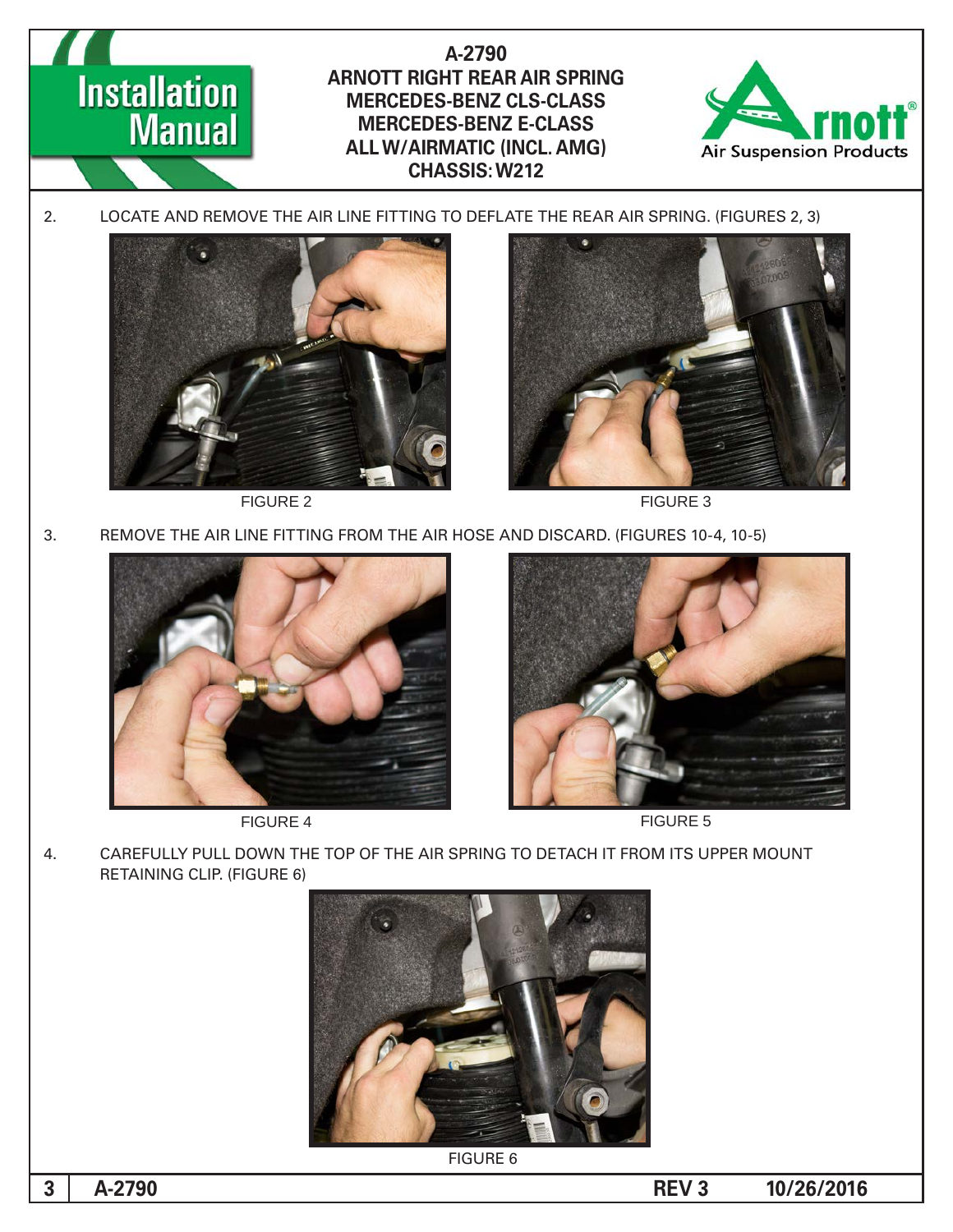2. LOCATE AND REMOVE THE AIR LINE FITTING TO DEFLATE THE REAR AIR SPRING. (FIGURES 2, 3)

FIGURE 2

FIGURE 3

3. REMOVE THE AIR LINE FITTING FROM THE AIR HOSE AND DISCARD. (FIGURES 10-4, 10-5)

FIGURE 4

FIGURE 5

4. CAREFULLY PULL DOWN THE TOP OF THE AIR SPRING TO DETACH IT FROM ITS UPPER MOUNT RETAINING CLIP. (FIGURE 6)

FIGURE 6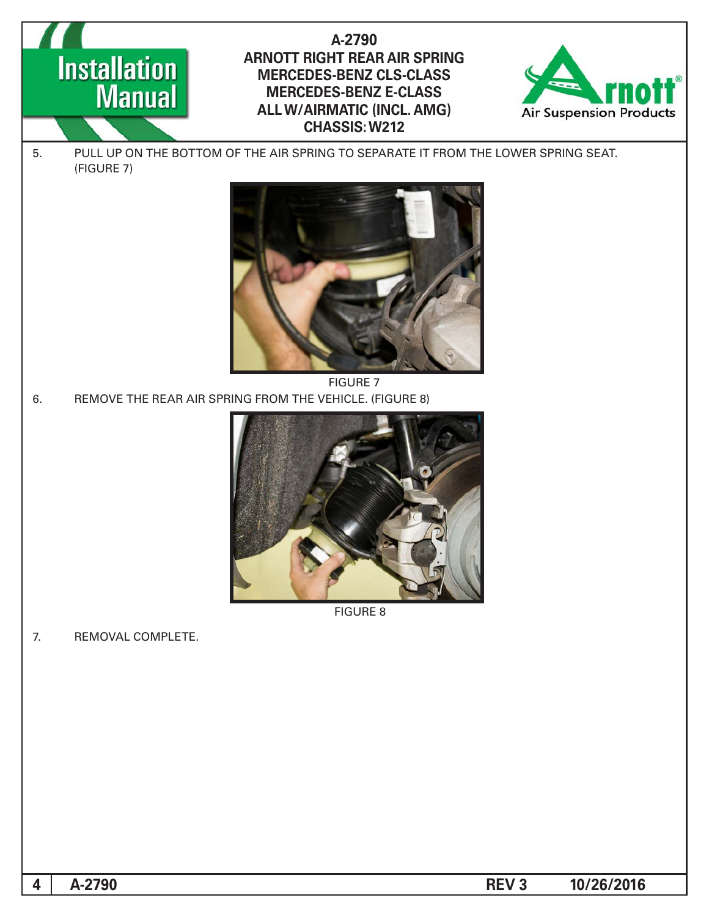5. PULL UP ON THE BOTTOM OF THE AIR SPRING TO SEPARATE IT FROM THE LOWER SPRING SEAT. (FIGURE 7)

FIGURE 7

6. REMOVE THE REAR AIR SPRING FROM THE VEHICLE. (FIGURE 8)

FIGURE 8

7. REMOVAL COMPLETE.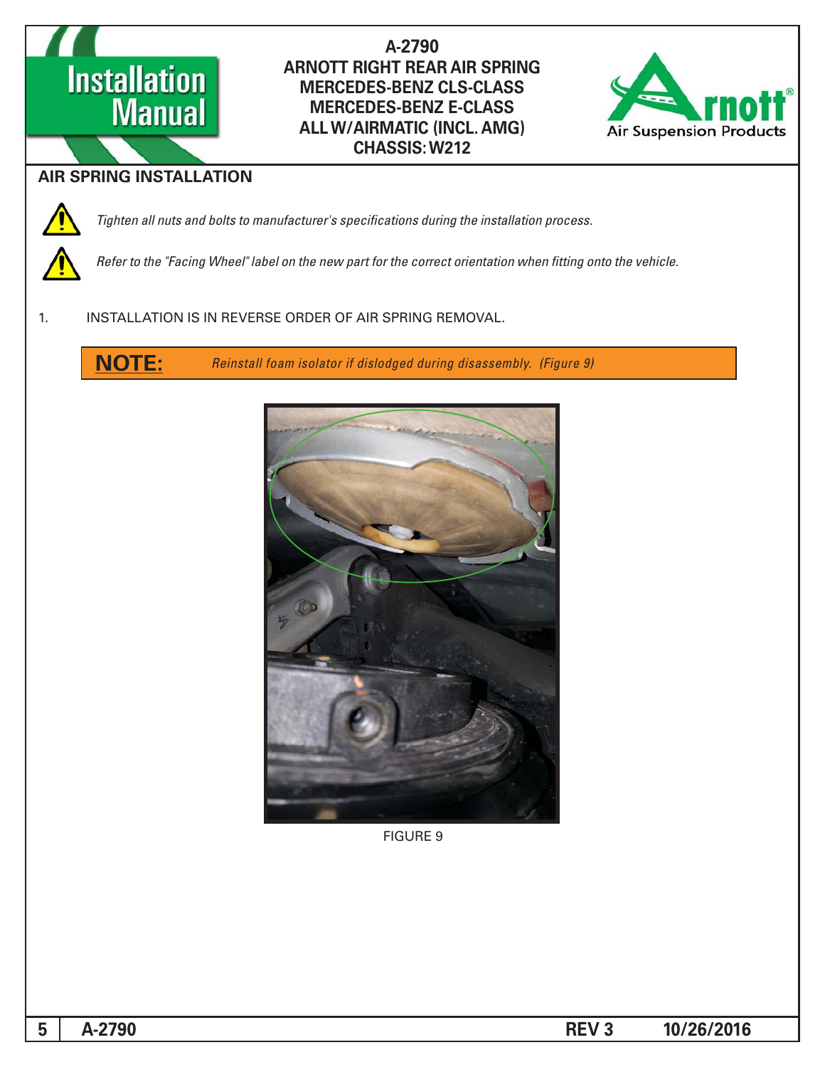# A-2790
## ARNOTT RIGHT REAR AIR SPRING
## MERCEDES-BENZ CLS-CLASS
## MERCEDES-BENZ E-CLASS
## ALL W/AIRMATIC (INCL. AMG)
## CHASSIS: W212

## AIR SPRING INSTALLATION

*Tighten all nuts and bolts to manufacturer's specifications during the installation process.*

*Refer to the "Facing Wheel" label on the new part for the correct orientation when fitting onto the vehicle.*

1. INSTALLATION IS IN REVERSE ORDER OF AIR SPRING REMOVAL.

**NOTE:** *Reinstall foam isolator if dislodged during disassembly. (Figure 9)*

FIGURE 9